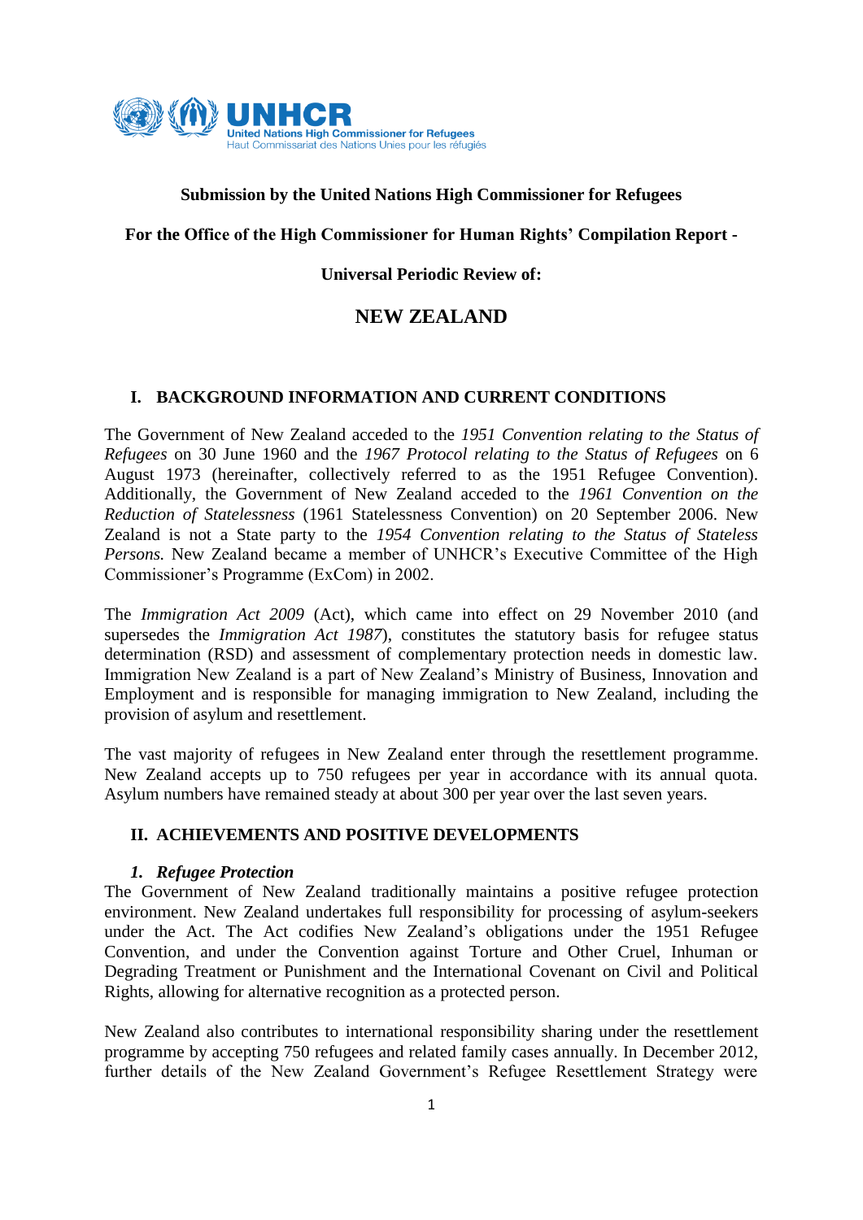**Submission by the United Nations High Commissioner for Refugees**

**For the Office of the High Commissioner for Human Rights' Compilation Report -**

**Universal Periodic Review of:**

# NEW ZEALAND

## I. BACKGROUND INFORMATION AND CURRENT CONDITIONS

The Government of New Zealand acceded to the *1951 Convention relating to the Status of Refugees* on 30 June 1960 and the *1967 Protocol relating to the Status of Refugees* on 6 August 1973 (hereinafter, collectively referred to as the 1951 Refugee Convention). Additionally, the Government of New Zealand acceded to the *1961 Convention on the Reduction of Statelessness* (1961 Statelessness Convention) on 20 September 2006. New Zealand is not a State party to the *1954 Convention relating to the Status of Stateless Persons.* New Zealand became a member of UNHCR's Executive Committee of the High Commissioner's Programme (ExCom) in 2002.

The *Immigration Act 2009* (Act), which came into effect on 29 November 2010 (and supersedes the *Immigration Act 1987*), constitutes the statutory basis for refugee status determination (RSD) and assessment of complementary protection needs in domestic law. Immigration New Zealand is a part of New Zealand's Ministry of Business, Innovation and Employment and is responsible for managing immigration to New Zealand, including the provision of asylum and resettlement.

The vast majority of refugees in New Zealand enter through the resettlement programme. New Zealand accepts up to 750 refugees per year in accordance with its annual quota. Asylum numbers have remained steady at about 300 per year over the last seven years.

## II. ACHIEVEMENTS AND POSITIVE DEVELOPMENTS

### *1. Refugee Protection*

The Government of New Zealand traditionally maintains a positive refugee protection environment. New Zealand undertakes full responsibility for processing of asylum-seekers under the Act. The Act codifies New Zealand's obligations under the 1951 Refugee Convention, and under the Convention against Torture and Other Cruel, Inhuman or Degrading Treatment or Punishment and the International Covenant on Civil and Political Rights, allowing for alternative recognition as a protected person.

New Zealand also contributes to international responsibility sharing under the resettlement programme by accepting 750 refugees and related family cases annually. In December 2012, further details of the New Zealand Government's Refugee Resettlement Strategy were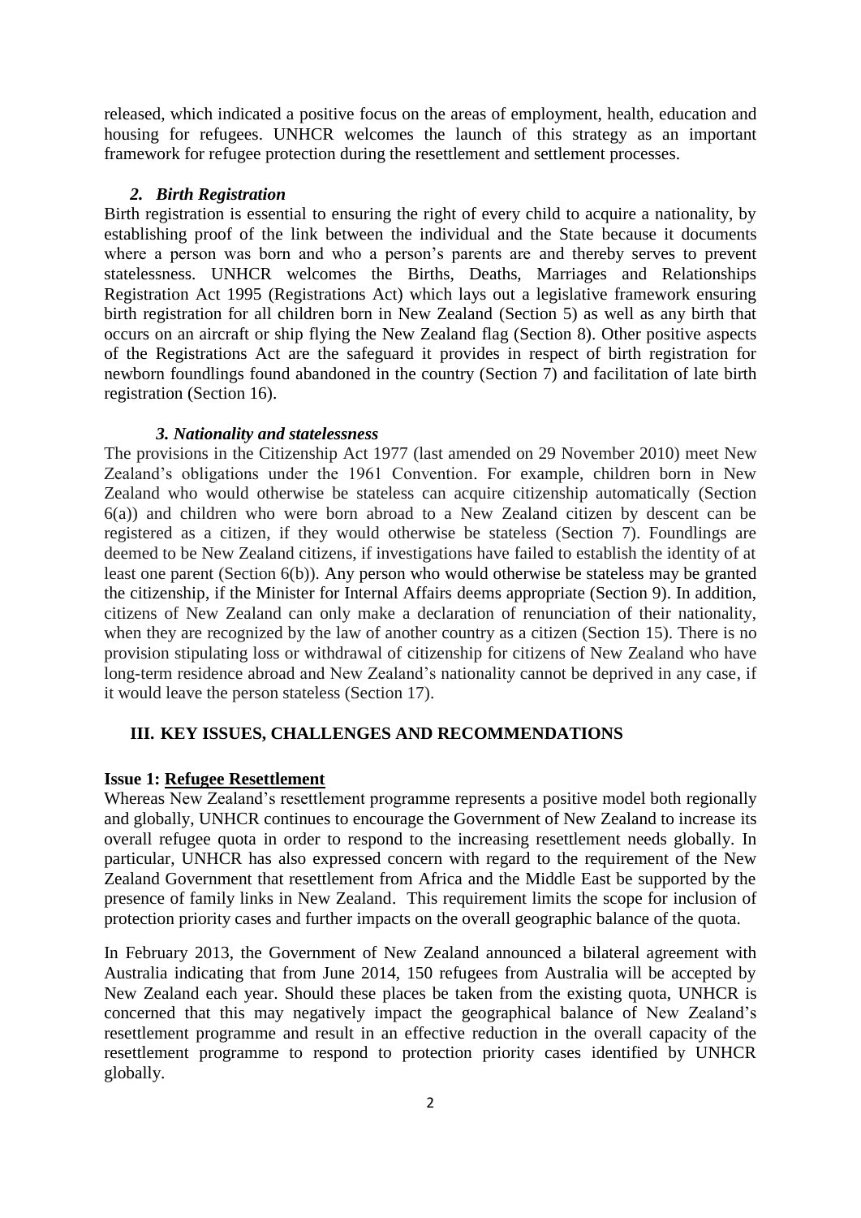released, which indicated a positive focus on the areas of employment, health, education and housing for refugees. UNHCR welcomes the launch of this strategy as an important framework for refugee protection during the resettlement and settlement processes.

### *2. Birth Registration*

Birth registration is essential to ensuring the right of every child to acquire a nationality, by establishing proof of the link between the individual and the State because it documents where a person was born and who a person's parents are and thereby serves to prevent statelessness. UNHCR welcomes the Births, Deaths, Marriages and Relationships Registration Act 1995 (Registrations Act) which lays out a legislative framework ensuring birth registration for all children born in New Zealand (Section 5) as well as any birth that occurs on an aircraft or ship flying the New Zealand flag (Section 8). Other positive aspects of the Registrations Act are the safeguard it provides in respect of birth registration for newborn foundlings found abandoned in the country (Section 7) and facilitation of late birth registration (Section 16).

### *3. Nationality and statelessness*

The provisions in the Citizenship Act 1977 (last amended on 29 November 2010) meet New Zealand's obligations under the 1961 Convention. For example, children born in New Zealand who would otherwise be stateless can acquire citizenship automatically (Section 6(a)) and children who were born abroad to a New Zealand citizen by descent can be registered as a citizen, if they would otherwise be stateless (Section 7). Foundlings are deemed to be New Zealand citizens, if investigations have failed to establish the identity of at least one parent (Section 6(b)). Any person who would otherwise be stateless may be granted the citizenship, if the Minister for Internal Affairs deems appropriate (Section 9). In addition, citizens of New Zealand can only make a declaration of renunciation of their nationality, when they are recognized by the law of another country as a citizen (Section 15). There is no provision stipulating loss or withdrawal of citizenship for citizens of New Zealand who have long-term residence abroad and New Zealand's nationality cannot be deprived in any case, if it would leave the person stateless (Section 17).

## III. KEY ISSUES, CHALLENGES AND RECOMMENDATIONS

**Issue 1: <u>Refugee Resettlement</u>**

Whereas New Zealand's resettlement programme represents a positive model both regionally and globally, UNHCR continues to encourage the Government of New Zealand to increase its overall refugee quota in order to respond to the increasing resettlement needs globally. In particular, UNHCR has also expressed concern with regard to the requirement of the New Zealand Government that resettlement from Africa and the Middle East be supported by the presence of family links in New Zealand. This requirement limits the scope for inclusion of protection priority cases and further impacts on the overall geographic balance of the quota.

In February 2013, the Government of New Zealand announced a bilateral agreement with Australia indicating that from June 2014, 150 refugees from Australia will be accepted by New Zealand each year. Should these places be taken from the existing quota, UNHCR is concerned that this may negatively impact the geographical balance of New Zealand's resettlement programme and result in an effective reduction in the overall capacity of the resettlement programme to respond to protection priority cases identified by UNHCR globally.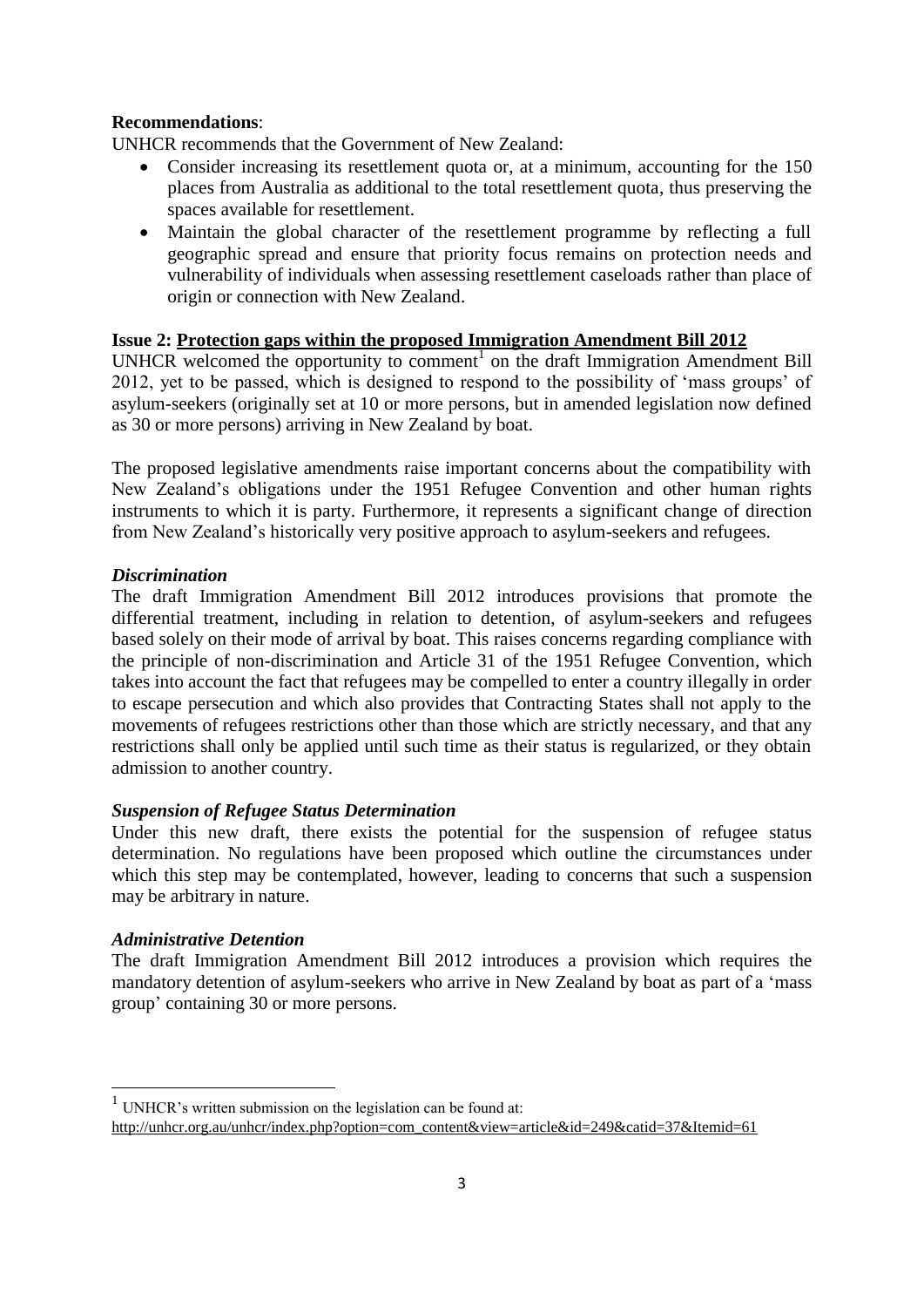**Recommendations**:

UNHCR recommends that the Government of New Zealand:

- Consider increasing its resettlement quota or, at a minimum, accounting for the 150 places from Australia as additional to the total resettlement quota, thus preserving the spaces available for resettlement.
- Maintain the global character of the resettlement programme by reflecting a full geographic spread and ensure that priority focus remains on protection needs and vulnerability of individuals when assessing resettlement caseloads rather than place of origin or connection with New Zealand.

**Issue 2: <u>Protection gaps within the proposed Immigration Amendment Bill 2012</u>**

UNHCR welcomed the opportunity to comment[1] on the draft Immigration Amendment Bill 2012, yet to be passed, which is designed to respond to the possibility of 'mass groups' of asylum-seekers (originally set at 10 or more persons, but in amended legislation now defined as 30 or more persons) arriving in New Zealand by boat.

The proposed legislative amendments raise important concerns about the compatibility with New Zealand's obligations under the 1951 Refugee Convention and other human rights instruments to which it is party. Furthermore, it represents a significant change of direction from New Zealand's historically very positive approach to asylum-seekers and refugees.

***Discrimination***

The draft Immigration Amendment Bill 2012 introduces provisions that promote the differential treatment, including in relation to detention, of asylum-seekers and refugees based solely on their mode of arrival by boat. This raises concerns regarding compliance with the principle of non-discrimination and Article 31 of the 1951 Refugee Convention, which takes into account the fact that refugees may be compelled to enter a country illegally in order to escape persecution and which also provides that Contracting States shall not apply to the movements of refugees restrictions other than those which are strictly necessary, and that any restrictions shall only be applied until such time as their status is regularized, or they obtain admission to another country.

***Suspension of Refugee Status Determination***

Under this new draft, there exists the potential for the suspension of refugee status determination. No regulations have been proposed which outline the circumstances under which this step may be contemplated, however, leading to concerns that such a suspension may be arbitrary in nature.

***Administrative Detention***

The draft Immigration Amendment Bill 2012 introduces a provision which requires the mandatory detention of asylum-seekers who arrive in New Zealand by boat as part of a 'mass group' containing 30 or more persons.

---

[1] UNHCR's written submission on the legislation can be found at: http://unhcr.org.au/unhcr/index.php?option=com_content&view=article&id=249&catid=37&Itemid=61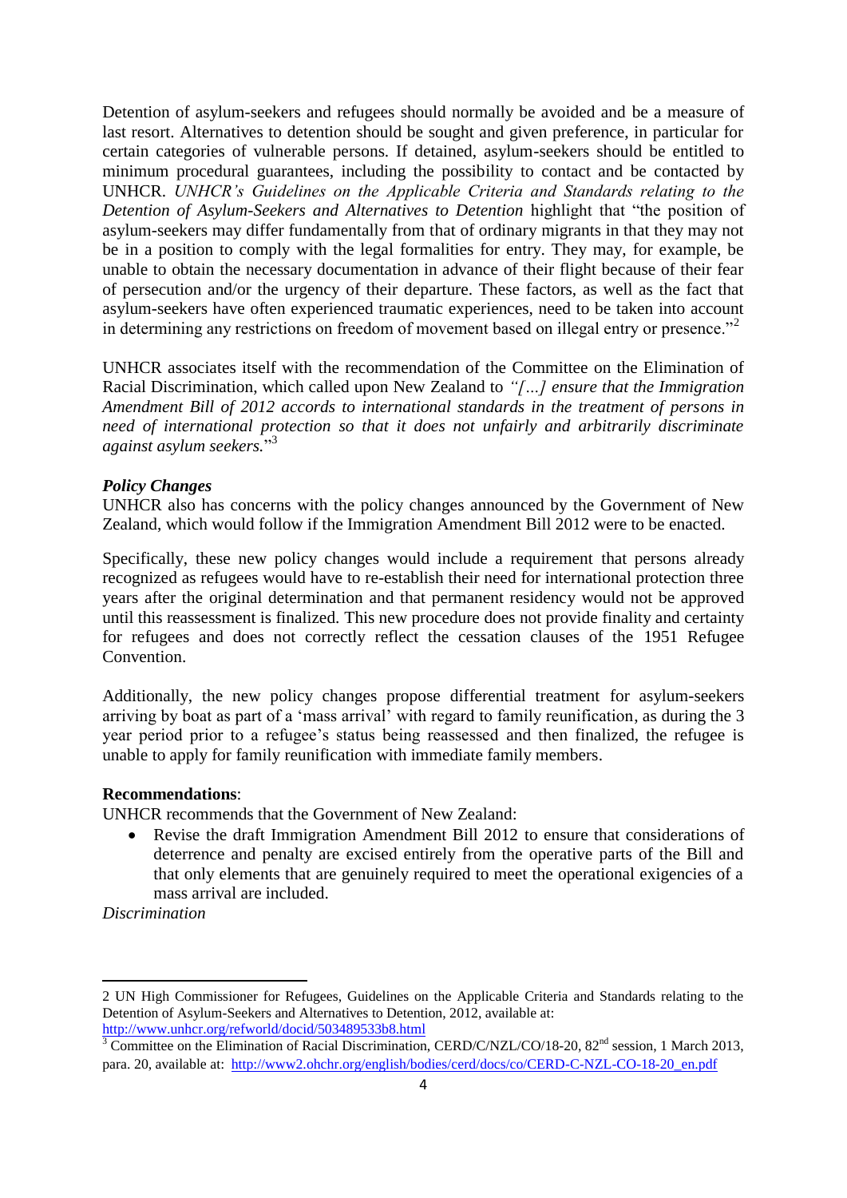Detention of asylum-seekers and refugees should normally be avoided and be a measure of last resort. Alternatives to detention should be sought and given preference, in particular for certain categories of vulnerable persons. If detained, asylum-seekers should be entitled to minimum procedural guarantees, including the possibility to contact and be contacted by UNHCR. *UNHCR's Guidelines on the Applicable Criteria and Standards relating to the Detention of Asylum-Seekers and Alternatives to Detention* highlight that "the position of asylum-seekers may differ fundamentally from that of ordinary migrants in that they may not be in a position to comply with the legal formalities for entry. They may, for example, be unable to obtain the necessary documentation in advance of their flight because of their fear of persecution and/or the urgency of their departure. These factors, as well as the fact that asylum-seekers have often experienced traumatic experiences, need to be taken into account in determining any restrictions on freedom of movement based on illegal entry or presence."[2]

UNHCR associates itself with the recommendation of the Committee on the Elimination of Racial Discrimination, which called upon New Zealand to *"[…] ensure that the Immigration Amendment Bill of 2012 accords to international standards in the treatment of persons in need of international protection so that it does not unfairly and arbitrarily discriminate against asylum seekers.*"[3]

***Policy Changes***

UNHCR also has concerns with the policy changes announced by the Government of New Zealand, which would follow if the Immigration Amendment Bill 2012 were to be enacted.

Specifically, these new policy changes would include a requirement that persons already recognized as refugees would have to re-establish their need for international protection three years after the original determination and that permanent residency would not be approved until this reassessment is finalized. This new procedure does not provide finality and certainty for refugees and does not correctly reflect the cessation clauses of the 1951 Refugee Convention.

Additionally, the new policy changes propose differential treatment for asylum-seekers arriving by boat as part of a 'mass arrival' with regard to family reunification, as during the 3 year period prior to a refugee's status being reassessed and then finalized, the refugee is unable to apply for family reunification with immediate family members.

**Recommendations**:

UNHCR recommends that the Government of New Zealand:

- Revise the draft Immigration Amendment Bill 2012 to ensure that considerations of deterrence and penalty are excised entirely from the operative parts of the Bill and that only elements that are genuinely required to meet the operational exigencies of a mass arrival are included.

*Discrimination*

---

2 UN High Commissioner for Refugees, Guidelines on the Applicable Criteria and Standards relating to the Detention of Asylum-Seekers and Alternatives to Detention, 2012, available at: http://www.unhcr.org/refworld/docid/503489533b8.html

3 Committee on the Elimination of Racial Discrimination, CERD/C/NZL/CO/18-20, 82nd session, 1 March 2013, para. 20, available at: http://www2.ohchr.org/english/bodies/cerd/docs/co/CERD-C-NZL-CO-18-20_en.pdf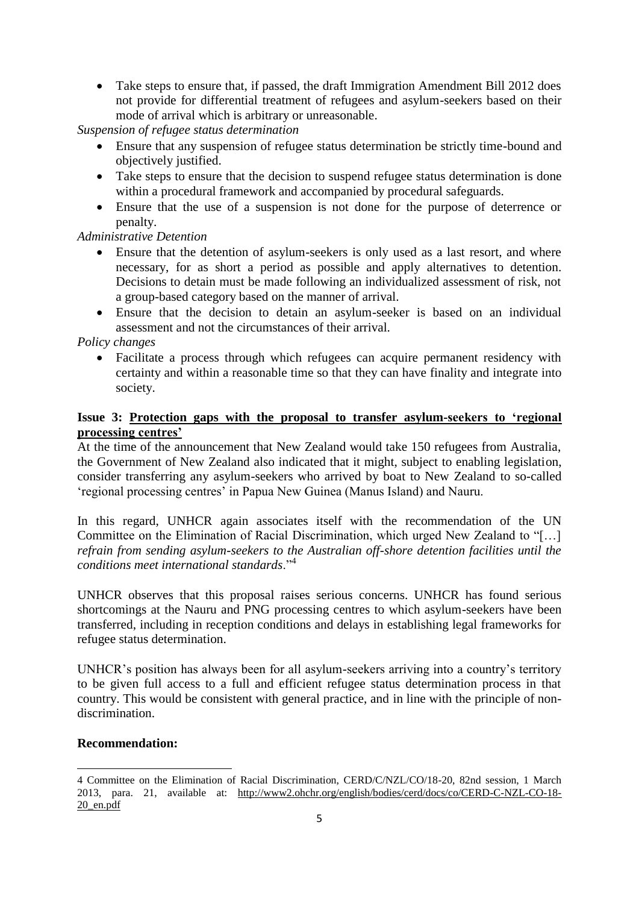- Take steps to ensure that, if passed, the draft Immigration Amendment Bill 2012 does not provide for differential treatment of refugees and asylum-seekers based on their mode of arrival which is arbitrary or unreasonable.

*Suspension of refugee status determination*

- Ensure that any suspension of refugee status determination be strictly time-bound and objectively justified.
- Take steps to ensure that the decision to suspend refugee status determination is done within a procedural framework and accompanied by procedural safeguards.
- Ensure that the use of a suspension is not done for the purpose of deterrence or penalty.

*Administrative Detention*

- Ensure that the detention of asylum-seekers is only used as a last resort, and where necessary, for as short a period as possible and apply alternatives to detention. Decisions to detain must be made following an individualized assessment of risk, not a group-based category based on the manner of arrival.
- Ensure that the decision to detain an asylum-seeker is based on an individual assessment and not the circumstances of their arrival.

*Policy changes*

- Facilitate a process through which refugees can acquire permanent residency with certainty and within a reasonable time so that they can have finality and integrate into society.

**Issue 3: <u>Protection gaps with the proposal to transfer asylum-seekers to 'regional processing centres'</u>**

At the time of the announcement that New Zealand would take 150 refugees from Australia, the Government of New Zealand also indicated that it might, subject to enabling legislation, consider transferring any asylum-seekers who arrived by boat to New Zealand to so-called 'regional processing centres' in Papua New Guinea (Manus Island) and Nauru.

In this regard, UNHCR again associates itself with the recommendation of the UN Committee on the Elimination of Racial Discrimination, which urged New Zealand to "[…] *refrain from sending asylum-seekers to the Australian off-shore detention facilities until the conditions meet international standards*."[4]

UNHCR observes that this proposal raises serious concerns. UNHCR has found serious shortcomings at the Nauru and PNG processing centres to which asylum-seekers have been transferred, including in reception conditions and delays in establishing legal frameworks for refugee status determination.

UNHCR's position has always been for all asylum-seekers arriving into a country's territory to be given full access to a full and efficient refugee status determination process in that country. This would be consistent with general practice, and in line with the principle of non-discrimination.

**Recommendation:**

---

4 Committee on the Elimination of Racial Discrimination, CERD/C/NZL/CO/18-20, 82nd session, 1 March 2013, para. 21, available at: http://www2.ohchr.org/english/bodies/cerd/docs/co/CERD-C-NZL-CO-18-20_en.pdf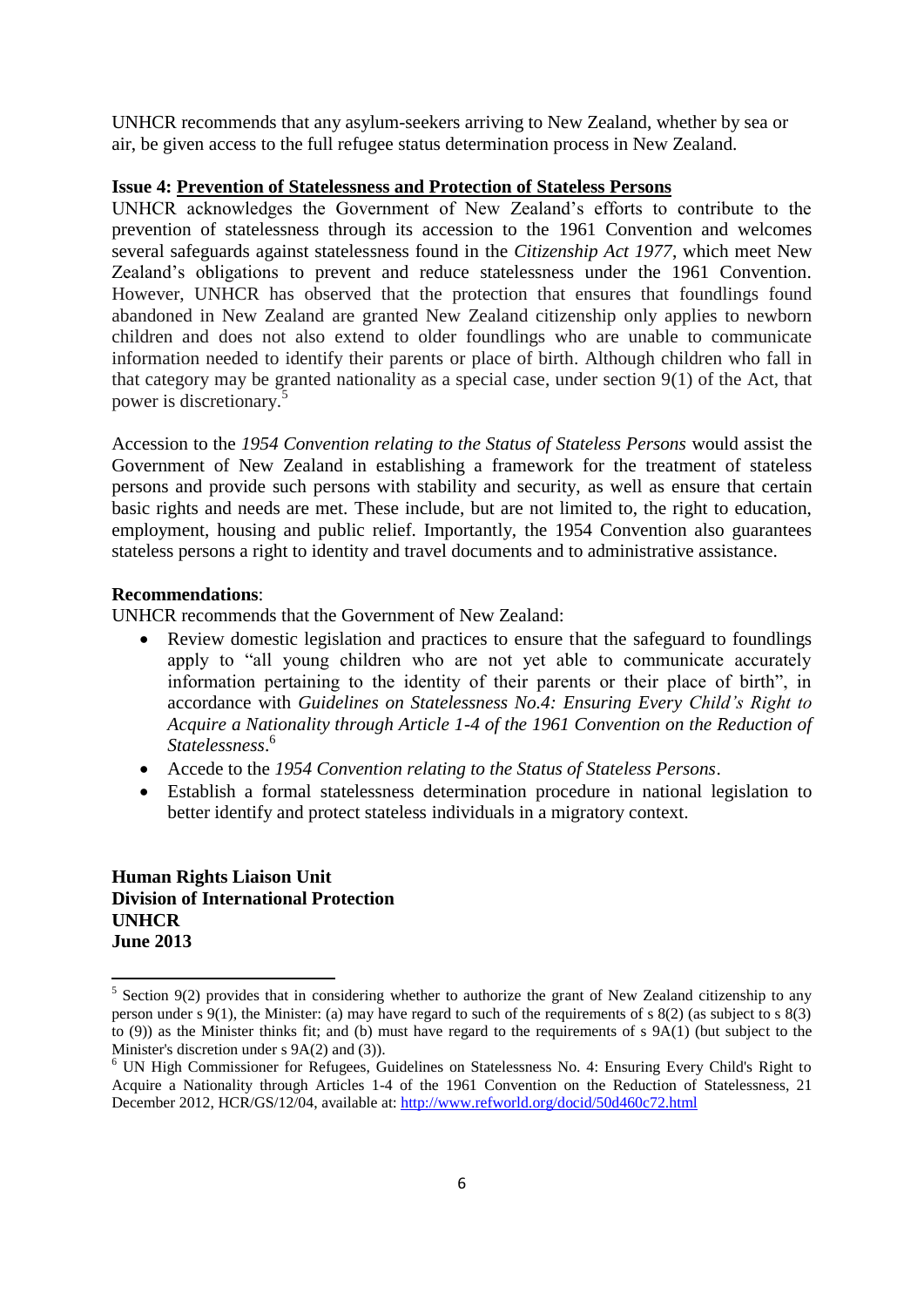UNHCR recommends that any asylum-seekers arriving to New Zealand, whether by sea or air, be given access to the full refugee status determination process in New Zealand.

**Issue 4: Prevention of Statelessness and Protection of Stateless Persons**

UNHCR acknowledges the Government of New Zealand's efforts to contribute to the prevention of statelessness through its accession to the 1961 Convention and welcomes several safeguards against statelessness found in the *Citizenship Act 1977*, which meet New Zealand's obligations to prevent and reduce statelessness under the 1961 Convention. However, UNHCR has observed that the protection that ensures that foundlings found abandoned in New Zealand are granted New Zealand citizenship only applies to newborn children and does not also extend to older foundlings who are unable to communicate information needed to identify their parents or place of birth. Although children who fall in that category may be granted nationality as a special case, under section 9(1) of the Act, that power is discretionary.[5]

Accession to the *1954 Convention relating to the Status of Stateless Persons* would assist the Government of New Zealand in establishing a framework for the treatment of stateless persons and provide such persons with stability and security, as well as ensure that certain basic rights and needs are met. These include, but are not limited to, the right to education, employment, housing and public relief. Importantly, the 1954 Convention also guarantees stateless persons a right to identity and travel documents and to administrative assistance.

**Recommendations**:

UNHCR recommends that the Government of New Zealand:

- Review domestic legislation and practices to ensure that the safeguard to foundlings apply to "all young children who are not yet able to communicate accurately information pertaining to the identity of their parents or their place of birth", in accordance with *Guidelines on Statelessness No.4: Ensuring Every Child's Right to Acquire a Nationality through Article 1-4 of the 1961 Convention on the Reduction of Statelessness*.[6]
- Accede to the *1954 Convention relating to the Status of Stateless Persons*.
- Establish a formal statelessness determination procedure in national legislation to better identify and protect stateless individuals in a migratory context.

**Human Rights Liaison Unit**
**Division of International Protection**
**UNHCR**
**June 2013**

---

[5] Section 9(2) provides that in considering whether to authorize the grant of New Zealand citizenship to any person under s 9(1), the Minister: (a) may have regard to such of the requirements of s 8(2) (as subject to s 8(3) to (9)) as the Minister thinks fit; and (b) must have regard to the requirements of s 9A(1) (but subject to the Minister's discretion under s 9A(2) and (3)).

[6] UN High Commissioner for Refugees, Guidelines on Statelessness No. 4: Ensuring Every Child's Right to Acquire a Nationality through Articles 1-4 of the 1961 Convention on the Reduction of Statelessness, 21 December 2012, HCR/GS/12/04, available at: http://www.refworld.org/docid/50d460c72.html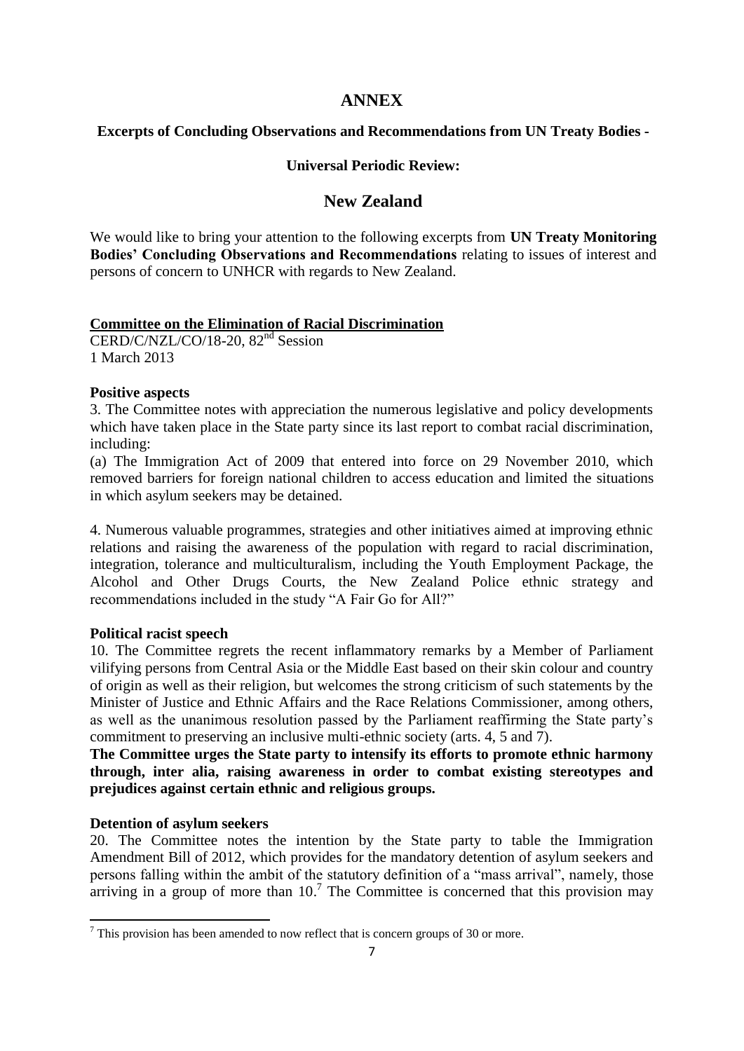# ANNEX

### Excerpts of Concluding Observations and Recommendations from UN Treaty Bodies -

### Universal Periodic Review:

## New Zealand

We would like to bring your attention to the following excerpts from **UN Treaty Monitoring Bodies' Concluding Observations and Recommendations** relating to issues of interest and persons of concern to UNHCR with regards to New Zealand.

**Committee on the Elimination of Racial Discrimination**

CERD/C/NZL/CO/18-20, 82nd Session
1 March 2013

**Positive aspects**

3. The Committee notes with appreciation the numerous legislative and policy developments which have taken place in the State party since its last report to combat racial discrimination, including:

(a) The Immigration Act of 2009 that entered into force on 29 November 2010, which removed barriers for foreign national children to access education and limited the situations in which asylum seekers may be detained.

4. Numerous valuable programmes, strategies and other initiatives aimed at improving ethnic relations and raising the awareness of the population with regard to racial discrimination, integration, tolerance and multiculturalism, including the Youth Employment Package, the Alcohol and Other Drugs Courts, the New Zealand Police ethnic strategy and recommendations included in the study "A Fair Go for All?"

**Political racist speech**

10. The Committee regrets the recent inflammatory remarks by a Member of Parliament vilifying persons from Central Asia or the Middle East based on their skin colour and country of origin as well as their religion, but welcomes the strong criticism of such statements by the Minister of Justice and Ethnic Affairs and the Race Relations Commissioner, among others, as well as the unanimous resolution passed by the Parliament reaffirming the State party's commitment to preserving an inclusive multi-ethnic society (arts. 4, 5 and 7).

**The Committee urges the State party to intensify its efforts to promote ethnic harmony through, inter alia, raising awareness in order to combat existing stereotypes and prejudices against certain ethnic and religious groups.**

**Detention of asylum seekers**

20. The Committee notes the intention by the State party to table the Immigration Amendment Bill of 2012, which provides for the mandatory detention of asylum seekers and persons falling within the ambit of the statutory definition of a "mass arrival", namely, those arriving in a group of more than 10.[7] The Committee is concerned that this provision may

[7] This provision has been amended to now reflect that is concern groups of 30 or more.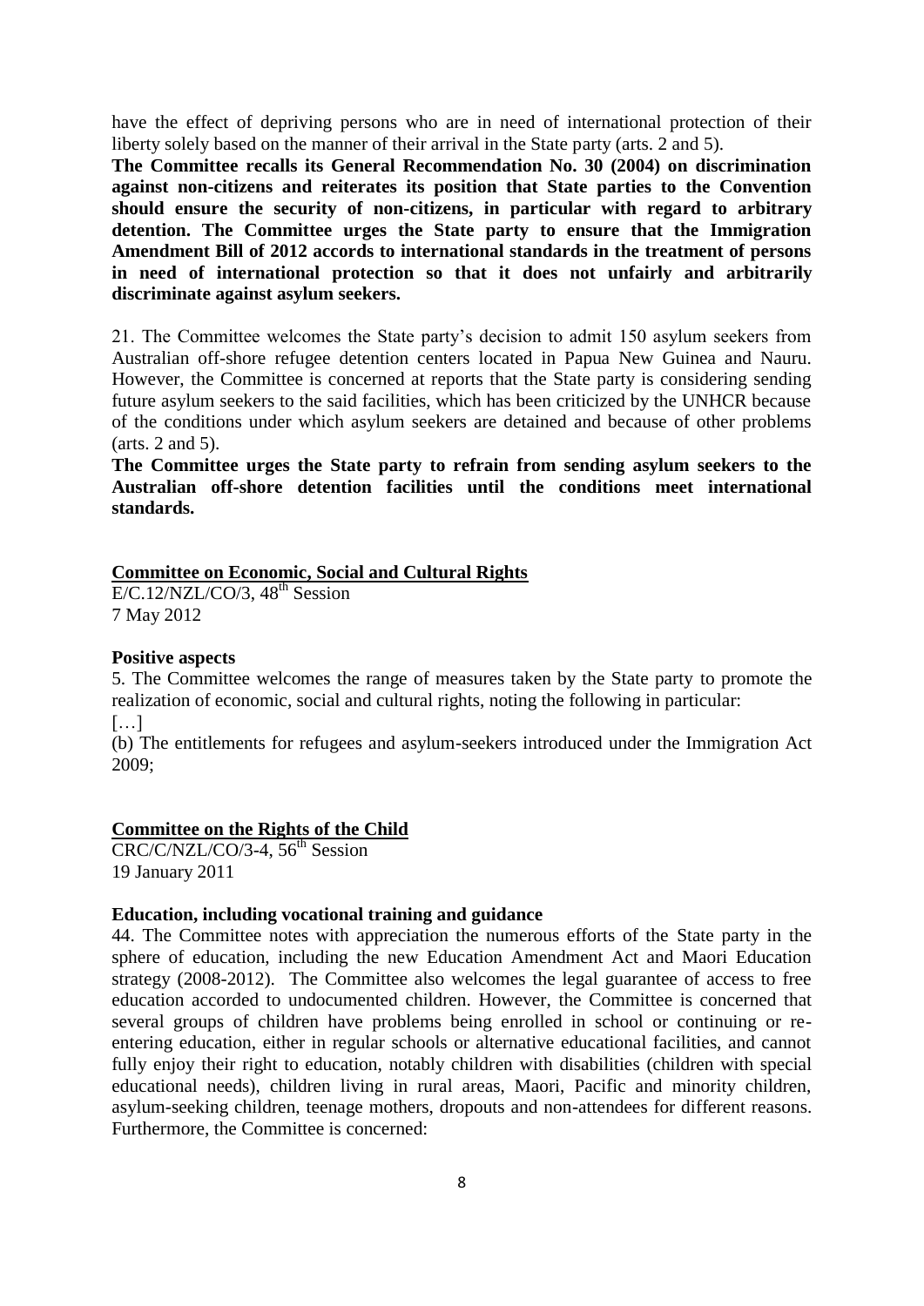have the effect of depriving persons who are in need of international protection of their liberty solely based on the manner of their arrival in the State party (arts. 2 and 5).

**The Committee recalls its General Recommendation No. 30 (2004) on discrimination against non-citizens and reiterates its position that State parties to the Convention should ensure the security of non-citizens, in particular with regard to arbitrary detention. The Committee urges the State party to ensure that the Immigration Amendment Bill of 2012 accords to international standards in the treatment of persons in need of international protection so that it does not unfairly and arbitrarily discriminate against asylum seekers.**

21. The Committee welcomes the State party's decision to admit 150 asylum seekers from Australian off-shore refugee detention centers located in Papua New Guinea and Nauru. However, the Committee is concerned at reports that the State party is considering sending future asylum seekers to the said facilities, which has been criticized by the UNHCR because of the conditions under which asylum seekers are detained and because of other problems (arts. 2 and 5).

**The Committee urges the State party to refrain from sending asylum seekers to the Australian off-shore detention facilities until the conditions meet international standards.**

**Committee on Economic, Social and Cultural Rights**

E/C.12/NZL/CO/3, 48th Session
7 May 2012

**Positive aspects**

5. The Committee welcomes the range of measures taken by the State party to promote the realization of economic, social and cultural rights, noting the following in particular:

[…]

(b) The entitlements for refugees and asylum-seekers introduced under the Immigration Act 2009;

**Committee on the Rights of the Child**

CRC/C/NZL/CO/3-4, 56th Session
19 January 2011

**Education, including vocational training and guidance**

44. The Committee notes with appreciation the numerous efforts of the State party in the sphere of education, including the new Education Amendment Act and Maori Education strategy (2008-2012). The Committee also welcomes the legal guarantee of access to free education accorded to undocumented children. However, the Committee is concerned that several groups of children have problems being enrolled in school or continuing or re-entering education, either in regular schools or alternative educational facilities, and cannot fully enjoy their right to education, notably children with disabilities (children with special educational needs), children living in rural areas, Maori, Pacific and minority children, asylum-seeking children, teenage mothers, dropouts and non-attendees for different reasons. Furthermore, the Committee is concerned: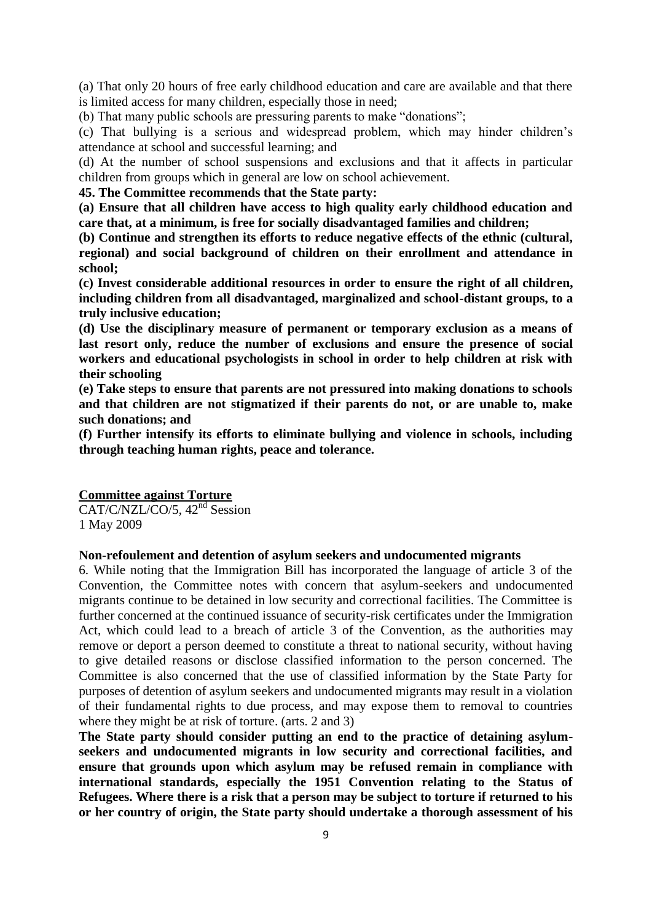(a) That only 20 hours of free early childhood education and care are available and that there is limited access for many children, especially those in need;

(b) That many public schools are pressuring parents to make "donations";

(c) That bullying is a serious and widespread problem, which may hinder children's attendance at school and successful learning; and

(d) At the number of school suspensions and exclusions and that it affects in particular children from groups which in general are low on school achievement.

**45. The Committee recommends that the State party:**

**(a) Ensure that all children have access to high quality early childhood education and care that, at a minimum, is free for socially disadvantaged families and children;**

**(b) Continue and strengthen its efforts to reduce negative effects of the ethnic (cultural, regional) and social background of children on their enrollment and attendance in school;**

**(c) Invest considerable additional resources in order to ensure the right of all children, including children from all disadvantaged, marginalized and school-distant groups, to a truly inclusive education;**

**(d) Use the disciplinary measure of permanent or temporary exclusion as a means of last resort only, reduce the number of exclusions and ensure the presence of social workers and educational psychologists in school in order to help children at risk with their schooling**

**(e) Take steps to ensure that parents are not pressured into making donations to schools and that children are not stigmatized if their parents do not, or are unable to, make such donations; and**

**(f) Further intensify its efforts to eliminate bullying and violence in schools, including through teaching human rights, peace and tolerance.**

**Committee against Torture**

CAT/C/NZL/CO/5, 42nd Session

1 May 2009

**Non-refoulement and detention of asylum seekers and undocumented migrants**

6. While noting that the Immigration Bill has incorporated the language of article 3 of the Convention, the Committee notes with concern that asylum-seekers and undocumented migrants continue to be detained in low security and correctional facilities. The Committee is further concerned at the continued issuance of security-risk certificates under the Immigration Act, which could lead to a breach of article 3 of the Convention, as the authorities may remove or deport a person deemed to constitute a threat to national security, without having to give detailed reasons or disclose classified information to the person concerned. The Committee is also concerned that the use of classified information by the State Party for purposes of detention of asylum seekers and undocumented migrants may result in a violation of their fundamental rights to due process, and may expose them to removal to countries where they might be at risk of torture. (arts. 2 and 3)

**The State party should consider putting an end to the practice of detaining asylum-seekers and undocumented migrants in low security and correctional facilities, and ensure that grounds upon which asylum may be refused remain in compliance with international standards, especially the 1951 Convention relating to the Status of Refugees. Where there is a risk that a person may be subject to torture if returned to his or her country of origin, the State party should undertake a thorough assessment of his**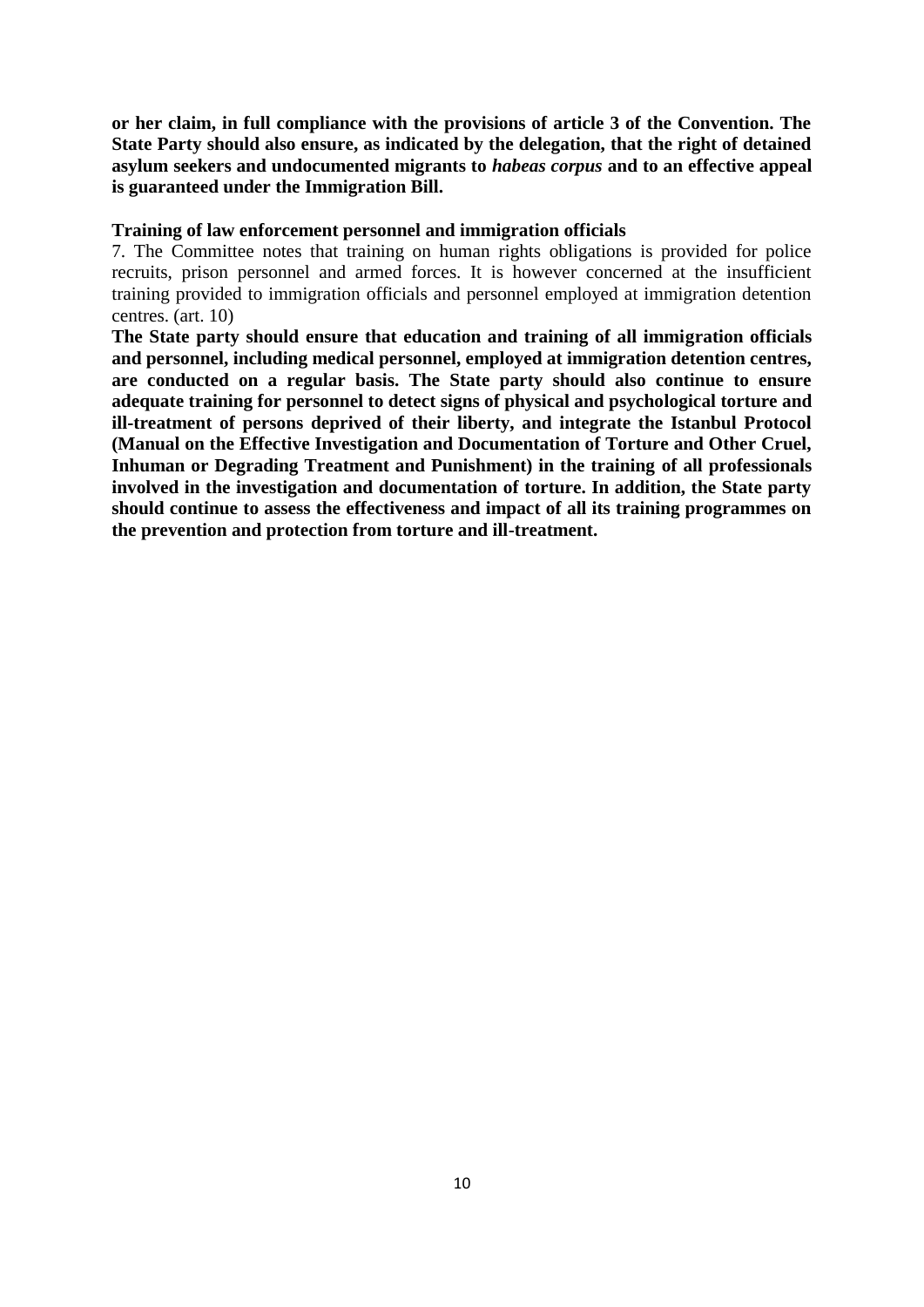**or her claim, in full compliance with the provisions of article 3 of the Convention. The State Party should also ensure, as indicated by the delegation, that the right of detained asylum seekers and undocumented migrants to *habeas corpus* and to an effective appeal is guaranteed under the Immigration Bill.**

**Training of law enforcement personnel and immigration officials**

7. The Committee notes that training on human rights obligations is provided for police recruits, prison personnel and armed forces. It is however concerned at the insufficient training provided to immigration officials and personnel employed at immigration detention centres. (art. 10)

**The State party should ensure that education and training of all immigration officials and personnel, including medical personnel, employed at immigration detention centres, are conducted on a regular basis. The State party should also continue to ensure adequate training for personnel to detect signs of physical and psychological torture and ill-treatment of persons deprived of their liberty, and integrate the Istanbul Protocol (Manual on the Effective Investigation and Documentation of Torture and Other Cruel, Inhuman or Degrading Treatment and Punishment) in the training of all professionals involved in the investigation and documentation of torture. In addition, the State party should continue to assess the effectiveness and impact of all its training programmes on the prevention and protection from torture and ill-treatment.**